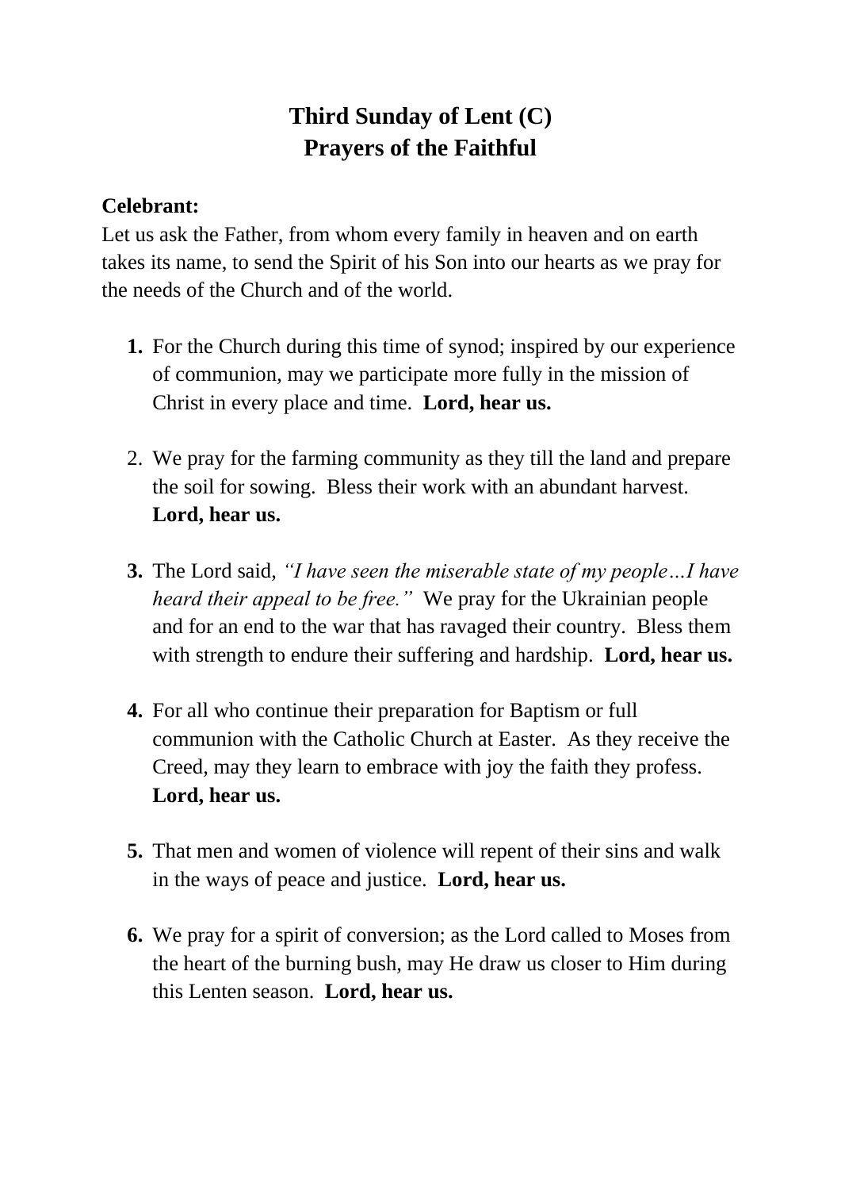# Third Sunday of Lent (C)
# Prayers of the Faithful

**Celebrant:**
Let us ask the Father, from whom every family in heaven and on earth takes its name, to send the Spirit of his Son into our hearts as we pray for the needs of the Church and of the world.

1. For the Church during this time of synod; inspired by our experience of communion, may we participate more fully in the mission of Christ in every place and time. **Lord, hear us.**

2. We pray for the farming community as they till the land and prepare the soil for sowing. Bless their work with an abundant harvest. **Lord, hear us.**

3. The Lord said, *"I have seen the miserable state of my people…I have heard their appeal to be free."* We pray for the Ukrainian people and for an end to the war that has ravaged their country. Bless them with strength to endure their suffering and hardship. **Lord, hear us.**

4. For all who continue their preparation for Baptism or full communion with the Catholic Church at Easter. As they receive the Creed, may they learn to embrace with joy the faith they profess. **Lord, hear us.**

5. That men and women of violence will repent of their sins and walk in the ways of peace and justice. **Lord, hear us.**

6. We pray for a spirit of conversion; as the Lord called to Moses from the heart of the burning bush, may He draw us closer to Him during this Lenten season. **Lord, hear us.**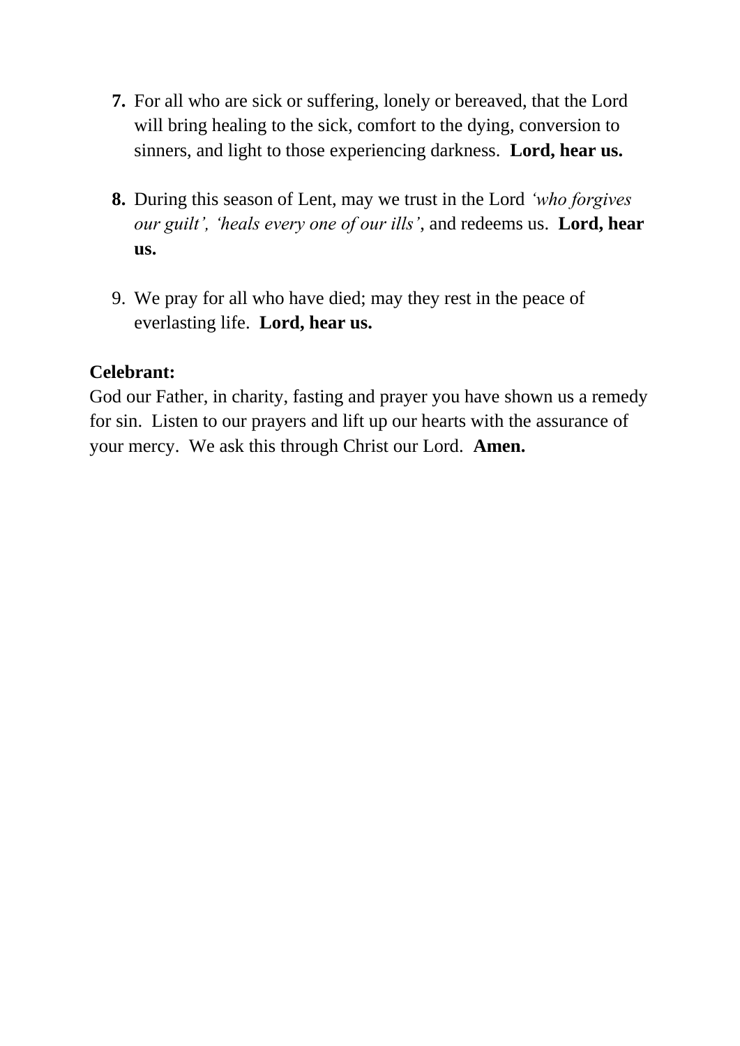7. For all who are sick or suffering, lonely or bereaved, that the Lord will bring healing to the sick, comfort to the dying, conversion to sinners, and light to those experiencing darkness.  **Lord, hear us.**

8. During this season of Lent, may we trust in the Lord *'who forgives our guilt', 'heals every one of our ills'*, and redeems us.  **Lord, hear us.**

9. We pray for all who have died; may they rest in the peace of everlasting life.  **Lord, hear us.**

**Celebrant:**
God our Father, in charity, fasting and prayer you have shown us a remedy for sin.  Listen to our prayers and lift up our hearts with the assurance of your mercy.  We ask this through Christ our Lord.  **Amen.**